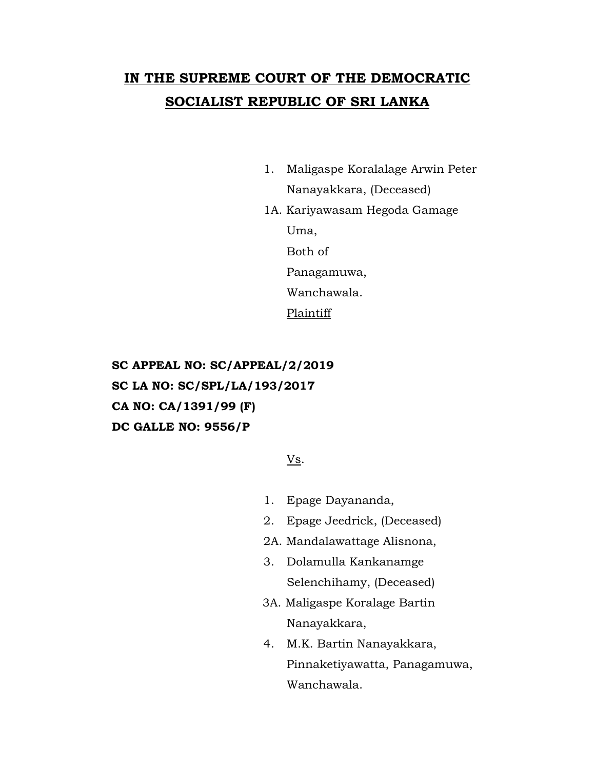## IN THE SUPREME COURT OF THE DEMOCRATIC SOCIALIST REPUBLIC OF SRI LANKA

1. Maligaspe Koralalage Arwin Peter Nanayakkara, (Deceased)

1A. Kariyawasam Hegoda Gamage Uma,
Both of
Panagamuwa,
Wanchawala.
Plaintiff

**SC APPEAL NO: SC/APPEAL/2/2019**
**SC LA NO: SC/SPL/LA/193/2017**
**CA NO: CA/1391/99 (F)**
**DC GALLE NO: 9556/P**

Vs.

1. Epage Dayananda,
2. Epage Jeedrick, (Deceased)

2A. Mandalawattage Alisnona,

3. Dolamulla Kankanamge Selenchihamy, (Deceased)

3A. Maligaspe Koralage Bartin Nanayakkara,

4. M.K. Bartin Nanayakkara,
Pinnaketiyawatta, Panagamuwa,
Wanchawala.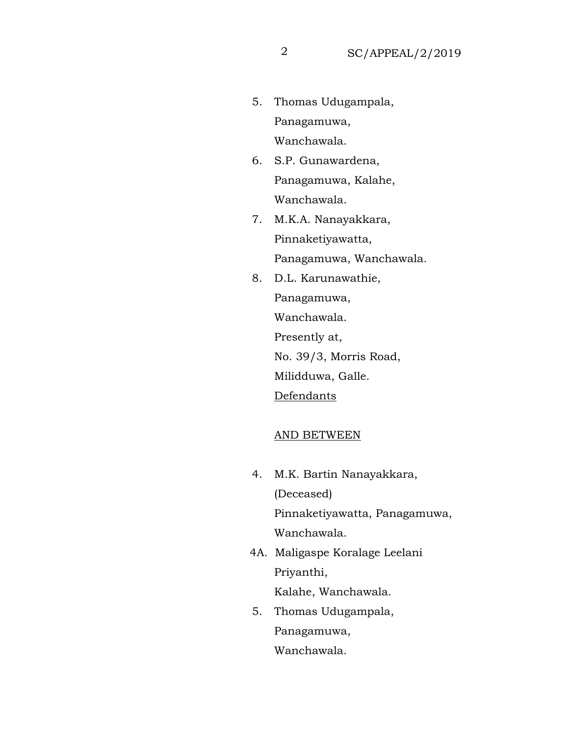5. Thomas Udugampala,
   Panagamuwa,
   Wanchawala.
6. S.P. Gunawardena,
   Panagamuwa, Kalahe,
   Wanchawala.
7. M.K.A. Nanayakkara,
   Pinnaketiyawatta,
   Panagamuwa, Wanchawala.
8. D.L. Karunawathie,
   Panagamuwa,
   Wanchawala.
   Presently at,
   No. 39/3, Morris Road,
   Milidduwa, Galle.
   <u>Defendants</u>

<u>AND BETWEEN</u>

4. M.K. Bartin Nanayakkara,
   (Deceased)
   Pinnaketiyawatta, Panagamuwa,
   Wanchawala.

4A. Maligaspe Koralage Leelani
   Priyanthi,
   Kalahe, Wanchawala.

5. Thomas Udugampala,
   Panagamuwa,
   Wanchawala.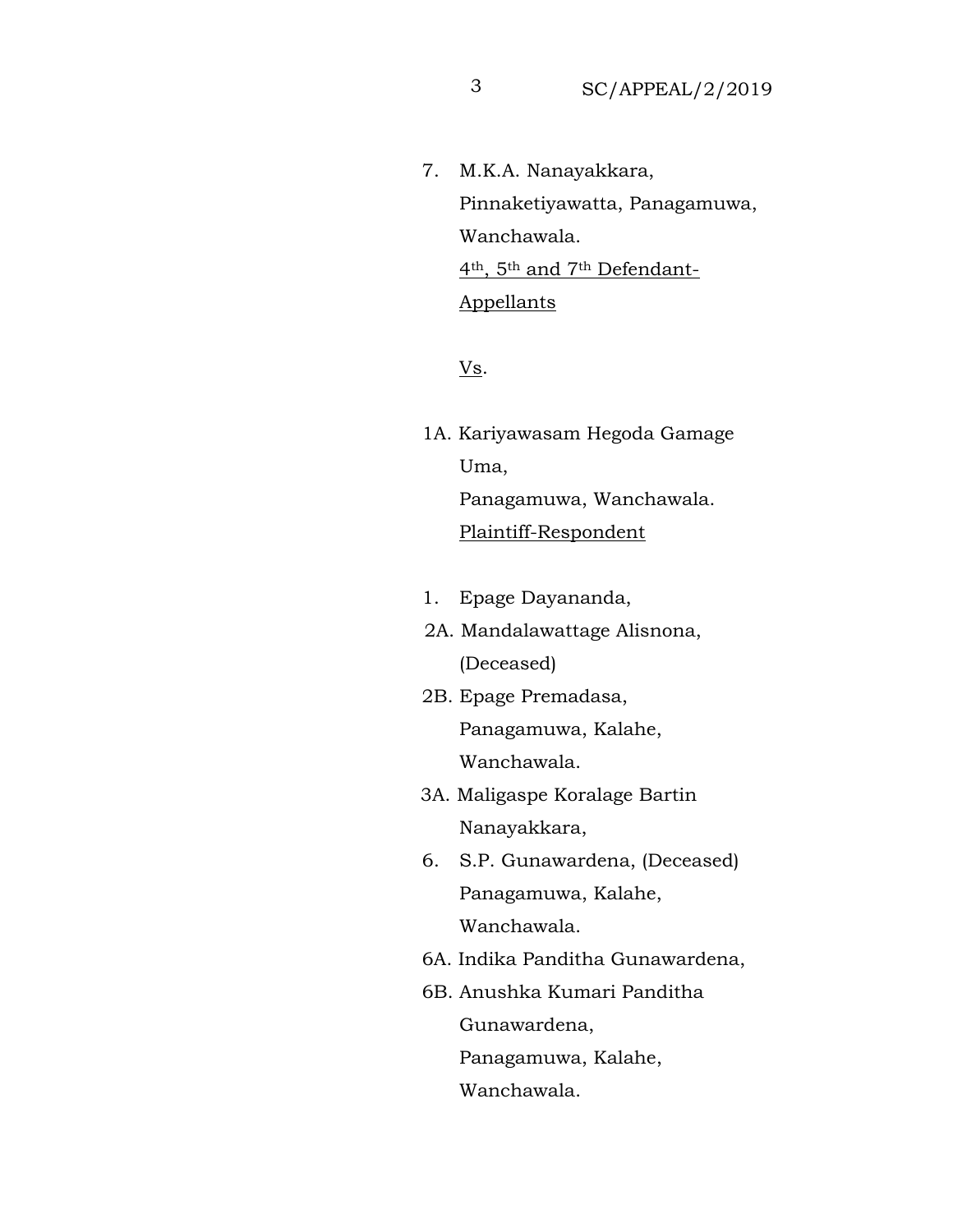7. M.K.A. Nanayakkara,
   Pinnaketiyawatta, Panagamuwa,
   Wanchawala.
   4th, 5th and 7th Defendant-
   Appellants

Vs.

1A. Kariyawasam Hegoda Gamage
    Uma,
    Panagamuwa, Wanchawala.
    Plaintiff-Respondent

1. Epage Dayananda,

2A. Mandalawattage Alisnona,
    (Deceased)

2B. Epage Premadasa,
    Panagamuwa, Kalahe,
    Wanchawala.

3A. Maligaspe Koralage Bartin
    Nanayakkara,

6. S.P. Gunawardena, (Deceased)
   Panagamuwa, Kalahe,
   Wanchawala.

6A. Indika Panditha Gunawardena,

6B. Anushka Kumari Panditha
    Gunawardena,
    Panagamuwa, Kalahe,
    Wanchawala.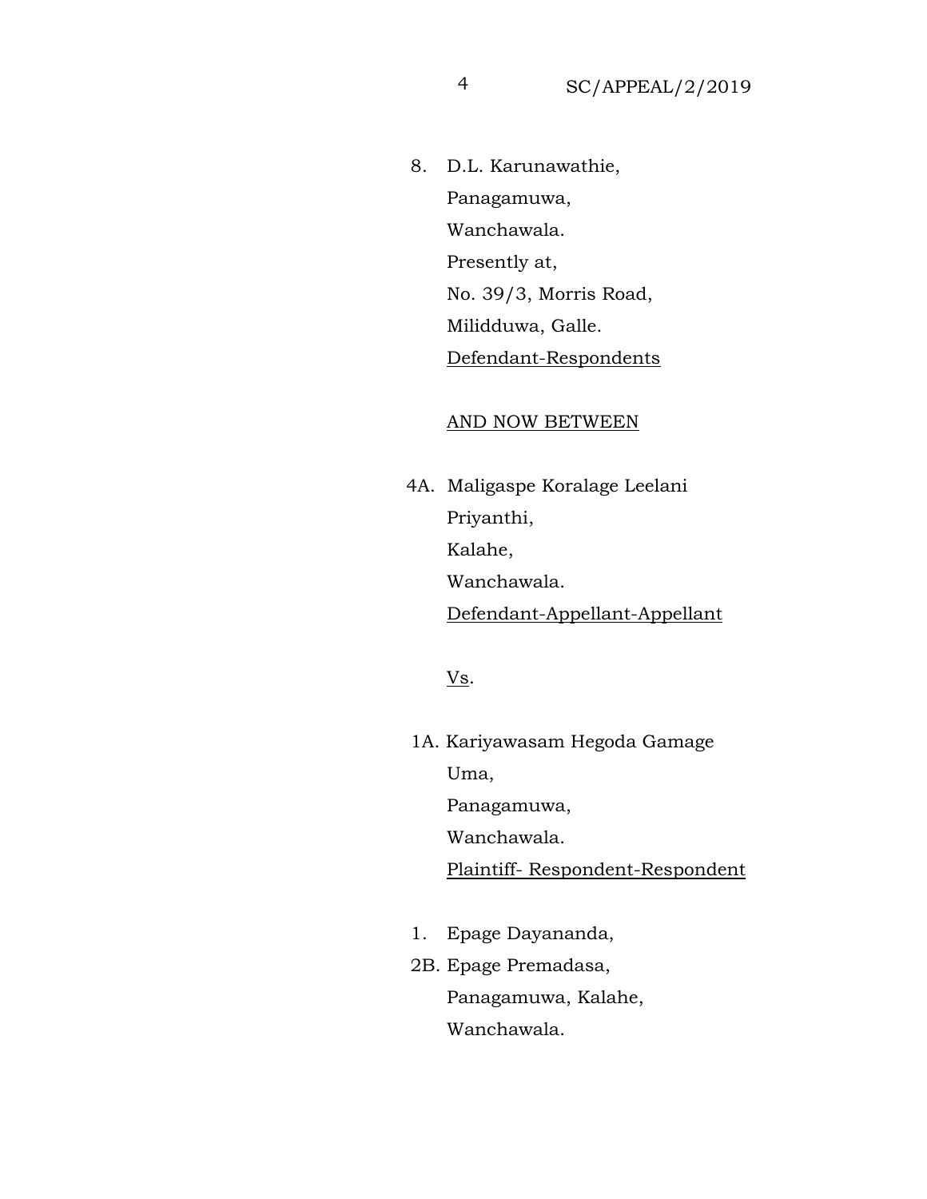8. D.L. Karunawathie,
   Panagamuwa,
   Wanchawala.
   Presently at,
   No. 39/3, Morris Road,
   Milidduwa, Galle.
   Defendant-Respondents

AND NOW BETWEEN

4A. Maligaspe Koralage Leelani
    Priyanthi,
    Kalahe,
    Wanchawala.
    Defendant-Appellant-Appellant

Vs.

1A. Kariyawasam Hegoda Gamage
    Uma,
    Panagamuwa,
    Wanchawala.
    Plaintiff- Respondent-Respondent

1. Epage Dayananda,

2B. Epage Premadasa,
    Panagamuwa, Kalahe,
    Wanchawala.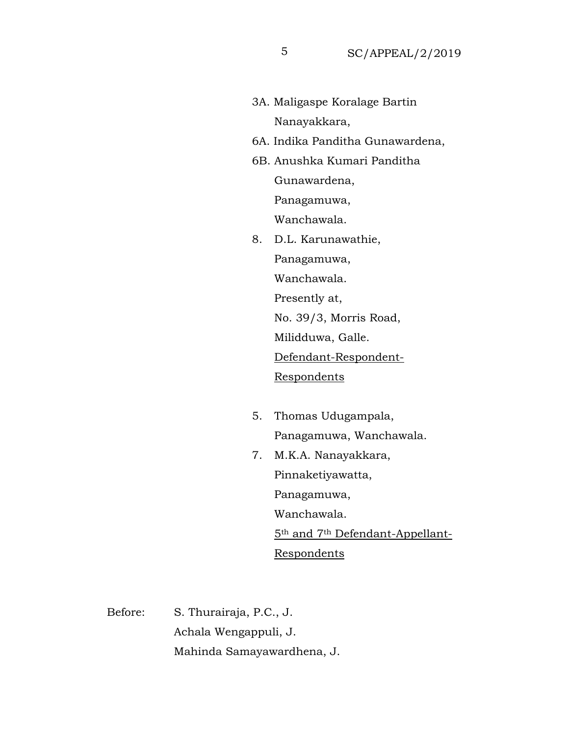3A. Maligaspe Koralage Bartin Nanayakkara,

6A. Indika Panditha Gunawardena,

6B. Anushka Kumari Panditha Gunawardena,
Panagamuwa,
Wanchawala.

8. D.L. Karunawathie,
Panagamuwa,
Wanchawala.
Presently at,
No. 39/3, Morris Road,
Milidduwa, Galle.

<u>Defendant-Respondent-Respondents</u>

5. Thomas Udugampala,
Panagamuwa, Wanchawala.

7. M.K.A. Nanayakkara,
Pinnaketiyawatta,
Panagamuwa,
Wanchawala.

<u>5th and 7th Defendant-Appellant-Respondents</u>

Before: S. Thurairaja, P.C., J.
Achala Wengappuli, J.
Mahinda Samayawardhena, J.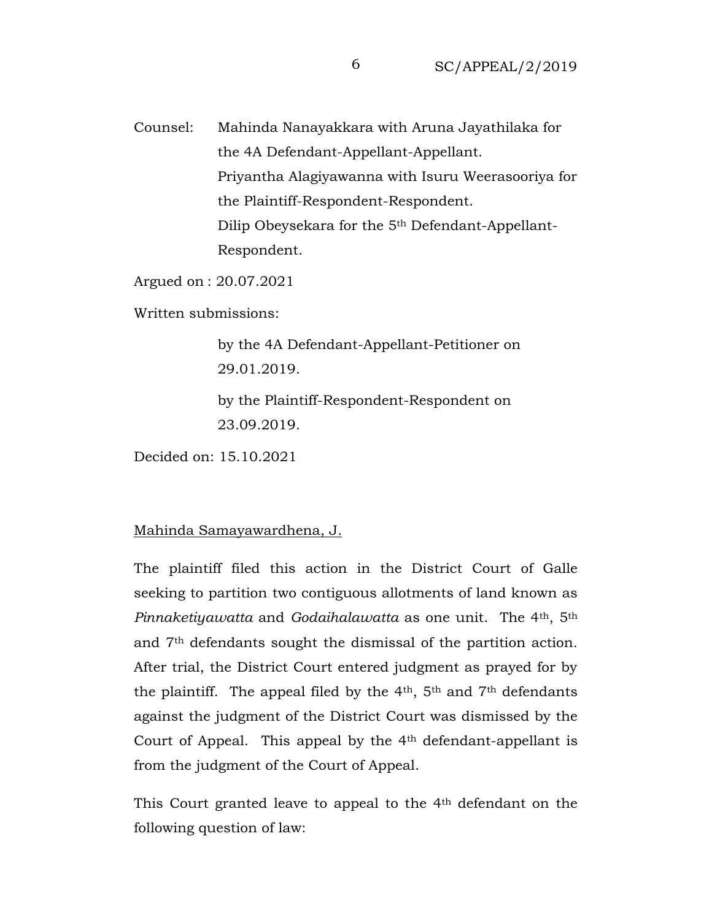Counsel: Mahinda Nanayakkara with Aruna Jayathilaka for the 4A Defendant-Appellant-Appellant.
Priyantha Alagiyawanna with Isuru Weerasooriya for the Plaintiff-Respondent-Respondent.
Dilip Obeysekara for the 5th Defendant-Appellant-Respondent.

Argued on : 20.07.2021

Written submissions:

by the 4A Defendant-Appellant-Petitioner on 29.01.2019.

by the Plaintiff-Respondent-Respondent on 23.09.2019.

Decided on: 15.10.2021

Mahinda Samayawardhena, J.

The plaintiff filed this action in the District Court of Galle seeking to partition two contiguous allotments of land known as *Pinnaketiyawatta* and *Godaihalawatta* as one unit. The 4th, 5th and 7th defendants sought the dismissal of the partition action. After trial, the District Court entered judgment as prayed for by the plaintiff. The appeal filed by the 4th, 5th and 7th defendants against the judgment of the District Court was dismissed by the Court of Appeal. This appeal by the 4th defendant-appellant is from the judgment of the Court of Appeal.

This Court granted leave to appeal to the 4th defendant on the following question of law: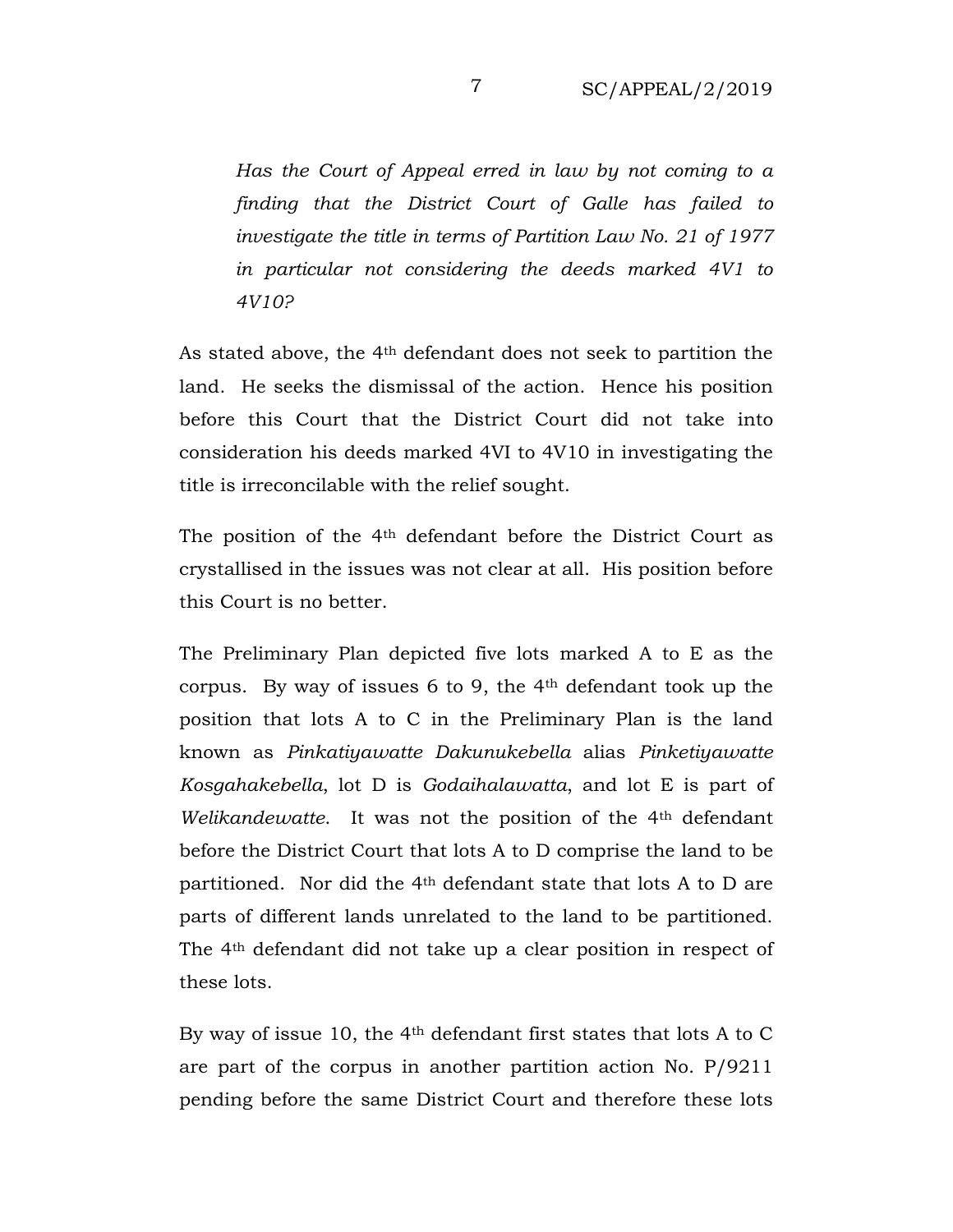*Has the Court of Appeal erred in law by not coming to a finding that the District Court of Galle has failed to investigate the title in terms of Partition Law No. 21 of 1977 in particular not considering the deeds marked 4V1 to 4V10?*

As stated above, the 4th defendant does not seek to partition the land. He seeks the dismissal of the action. Hence his position before this Court that the District Court did not take into consideration his deeds marked 4VI to 4V10 in investigating the title is irreconcilable with the relief sought.

The position of the 4th defendant before the District Court as crystallised in the issues was not clear at all. His position before this Court is no better.

The Preliminary Plan depicted five lots marked A to E as the corpus. By way of issues 6 to 9, the 4th defendant took up the position that lots A to C in the Preliminary Plan is the land known as *Pinkatiyawatte Dakunukebella* alias *Pinketiyawatte Kosgahakebella*, lot D is *Godaihalawatta*, and lot E is part of *Welikandewatte*. It was not the position of the 4th defendant before the District Court that lots A to D comprise the land to be partitioned. Nor did the 4th defendant state that lots A to D are parts of different lands unrelated to the land to be partitioned. The 4th defendant did not take up a clear position in respect of these lots.

By way of issue 10, the 4th defendant first states that lots A to C are part of the corpus in another partition action No. P/9211 pending before the same District Court and therefore these lots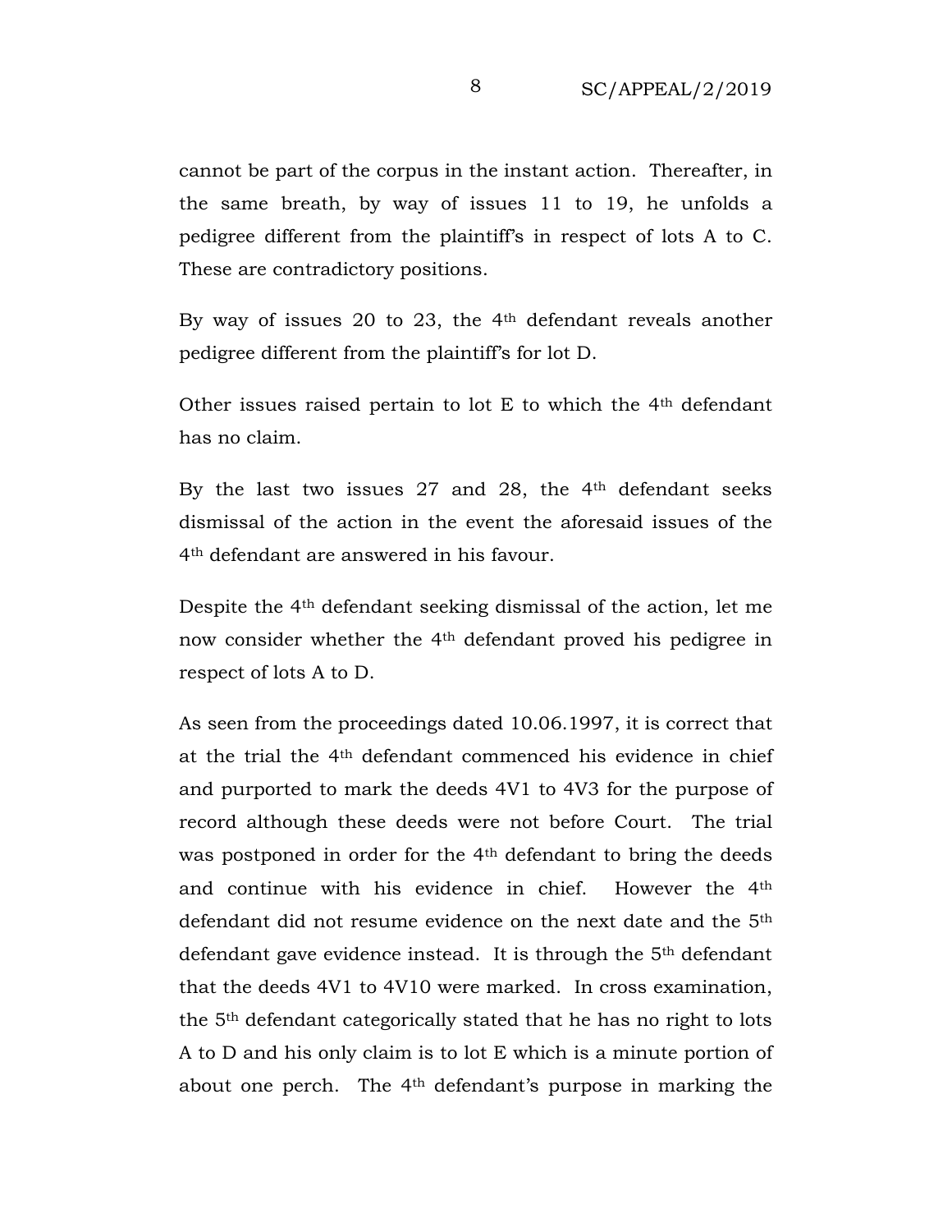cannot be part of the corpus in the instant action. Thereafter, in the same breath, by way of issues 11 to 19, he unfolds a pedigree different from the plaintiff's in respect of lots A to C. These are contradictory positions.

By way of issues 20 to 23, the 4th defendant reveals another pedigree different from the plaintiff's for lot D.

Other issues raised pertain to lot E to which the 4th defendant has no claim.

By the last two issues 27 and 28, the 4th defendant seeks dismissal of the action in the event the aforesaid issues of the 4th defendant are answered in his favour.

Despite the 4th defendant seeking dismissal of the action, let me now consider whether the 4th defendant proved his pedigree in respect of lots A to D.

As seen from the proceedings dated 10.06.1997, it is correct that at the trial the 4th defendant commenced his evidence in chief and purported to mark the deeds 4V1 to 4V3 for the purpose of record although these deeds were not before Court. The trial was postponed in order for the 4th defendant to bring the deeds and continue with his evidence in chief. However the 4th defendant did not resume evidence on the next date and the 5th defendant gave evidence instead. It is through the 5th defendant that the deeds 4V1 to 4V10 were marked. In cross examination, the 5th defendant categorically stated that he has no right to lots A to D and his only claim is to lot E which is a minute portion of about one perch. The 4th defendant's purpose in marking the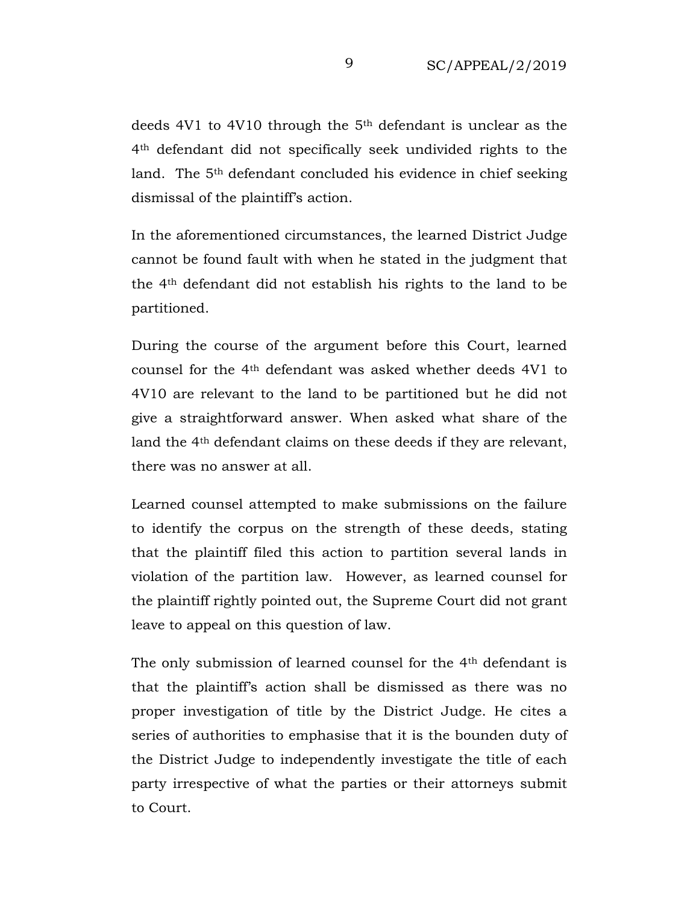deeds 4V1 to 4V10 through the 5th defendant is unclear as the 4th defendant did not specifically seek undivided rights to the land. The 5th defendant concluded his evidence in chief seeking dismissal of the plaintiff's action.

In the aforementioned circumstances, the learned District Judge cannot be found fault with when he stated in the judgment that the 4th defendant did not establish his rights to the land to be partitioned.

During the course of the argument before this Court, learned counsel for the 4th defendant was asked whether deeds 4V1 to 4V10 are relevant to the land to be partitioned but he did not give a straightforward answer. When asked what share of the land the 4th defendant claims on these deeds if they are relevant, there was no answer at all.

Learned counsel attempted to make submissions on the failure to identify the corpus on the strength of these deeds, stating that the plaintiff filed this action to partition several lands in violation of the partition law. However, as learned counsel for the plaintiff rightly pointed out, the Supreme Court did not grant leave to appeal on this question of law.

The only submission of learned counsel for the 4th defendant is that the plaintiff's action shall be dismissed as there was no proper investigation of title by the District Judge. He cites a series of authorities to emphasise that it is the bounden duty of the District Judge to independently investigate the title of each party irrespective of what the parties or their attorneys submit to Court.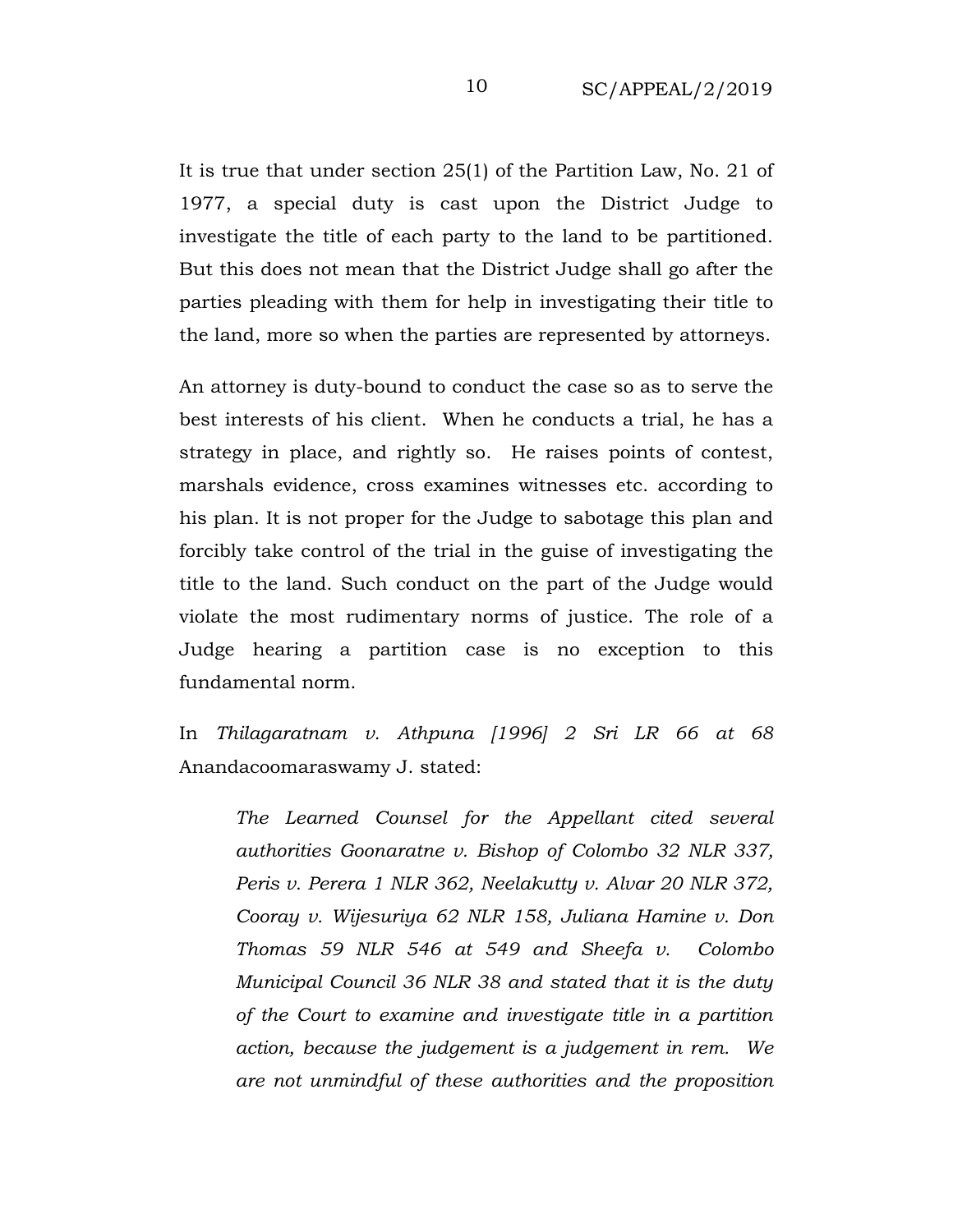It is true that under section 25(1) of the Partition Law, No. 21 of 1977, a special duty is cast upon the District Judge to investigate the title of each party to the land to be partitioned. But this does not mean that the District Judge shall go after the parties pleading with them for help in investigating their title to the land, more so when the parties are represented by attorneys.

An attorney is duty-bound to conduct the case so as to serve the best interests of his client. When he conducts a trial, he has a strategy in place, and rightly so. He raises points of contest, marshals evidence, cross examines witnesses etc. according to his plan. It is not proper for the Judge to sabotage this plan and forcibly take control of the trial in the guise of investigating the title to the land. Such conduct on the part of the Judge would violate the most rudimentary norms of justice. The role of a Judge hearing a partition case is no exception to this fundamental norm.

In *Thilagaratnam v. Athpuna [1996] 2 Sri LR 66 at 68* Anandacoomaraswamy J. stated:

> *The Learned Counsel for the Appellant cited several authorities Goonaratne v. Bishop of Colombo 32 NLR 337, Peris v. Perera 1 NLR 362, Neelakutty v. Alvar 20 NLR 372, Cooray v. Wijesuriya 62 NLR 158, Juliana Hamine v. Don Thomas 59 NLR 546 at 549 and Sheefa v. Colombo Municipal Council 36 NLR 38 and stated that it is the duty of the Court to examine and investigate title in a partition action, because the judgement is a judgement in rem. We are not unmindful of these authorities and the proposition*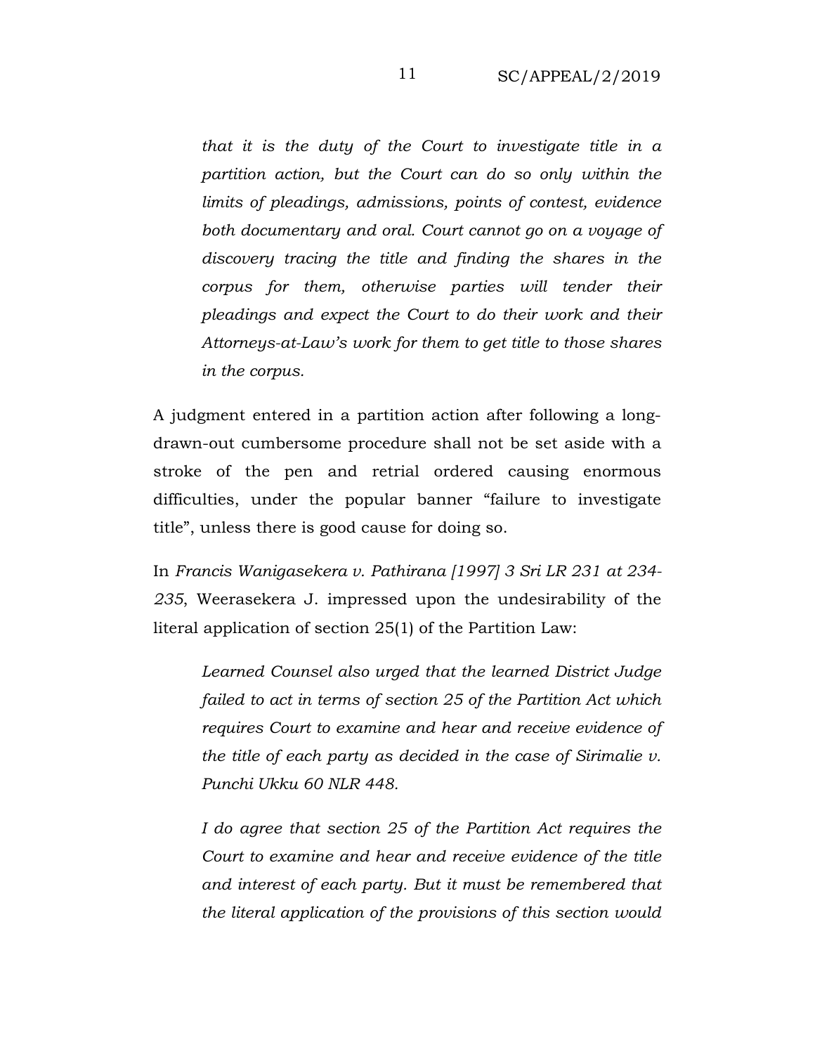*that it is the duty of the Court to investigate title in a partition action, but the Court can do so only within the limits of pleadings, admissions, points of contest, evidence both documentary and oral. Court cannot go on a voyage of discovery tracing the title and finding the shares in the corpus for them, otherwise parties will tender their pleadings and expect the Court to do their work and their Attorneys-at-Law's work for them to get title to those shares in the corpus.*

A judgment entered in a partition action after following a long-drawn-out cumbersome procedure shall not be set aside with a stroke of the pen and retrial ordered causing enormous difficulties, under the popular banner "failure to investigate title", unless there is good cause for doing so.

In *Francis Wanigasekera v. Pathirana [1997] 3 Sri LR 231 at 234-235*, Weerasekera J. impressed upon the undesirability of the literal application of section 25(1) of the Partition Law:

> *Learned Counsel also urged that the learned District Judge failed to act in terms of section 25 of the Partition Act which requires Court to examine and hear and receive evidence of the title of each party as decided in the case of Sirimalie v. Punchi Ukku 60 NLR 448.*
>
> *I do agree that section 25 of the Partition Act requires the Court to examine and hear and receive evidence of the title and interest of each party. But it must be remembered that the literal application of the provisions of this section would*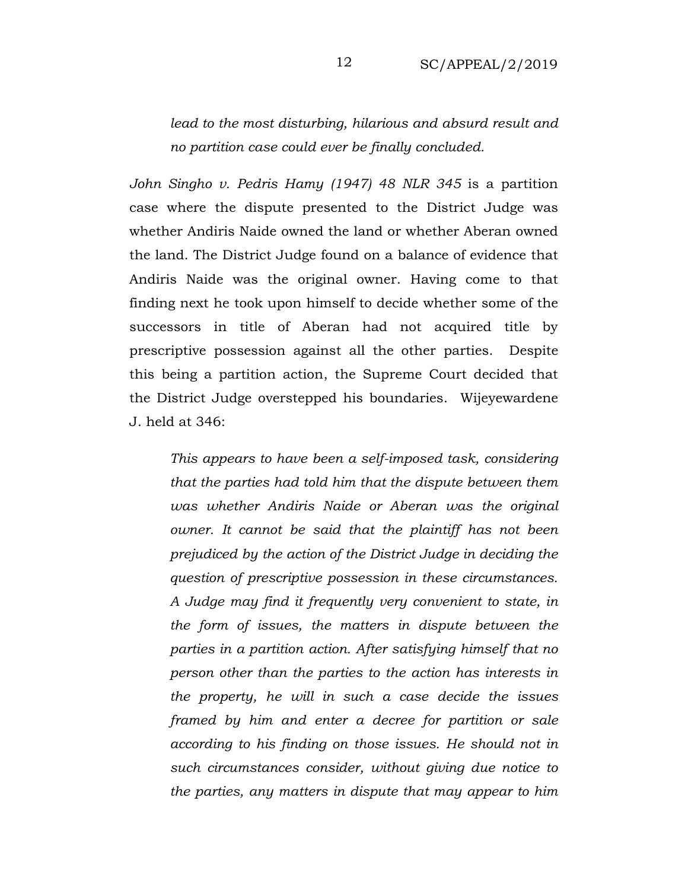> *lead to the most disturbing, hilarious and absurd result and no partition case could ever be finally concluded.*

*John Singho v. Pedris Hamy (1947) 48 NLR 345* is a partition case where the dispute presented to the District Judge was whether Andiris Naide owned the land or whether Aberan owned the land. The District Judge found on a balance of evidence that Andiris Naide was the original owner. Having come to that finding next he took upon himself to decide whether some of the successors in title of Aberan had not acquired title by prescriptive possession against all the other parties. Despite this being a partition action, the Supreme Court decided that the District Judge overstepped his boundaries. Wijeyewardene J. held at 346:

> *This appears to have been a self-imposed task, considering that the parties had told him that the dispute between them was whether Andiris Naide or Aberan was the original owner. It cannot be said that the plaintiff has not been prejudiced by the action of the District Judge in deciding the question of prescriptive possession in these circumstances. A Judge may find it frequently very convenient to state, in the form of issues, the matters in dispute between the parties in a partition action. After satisfying himself that no person other than the parties to the action has interests in the property, he will in such a case decide the issues framed by him and enter a decree for partition or sale according to his finding on those issues. He should not in such circumstances consider, without giving due notice to the parties, any matters in dispute that may appear to him*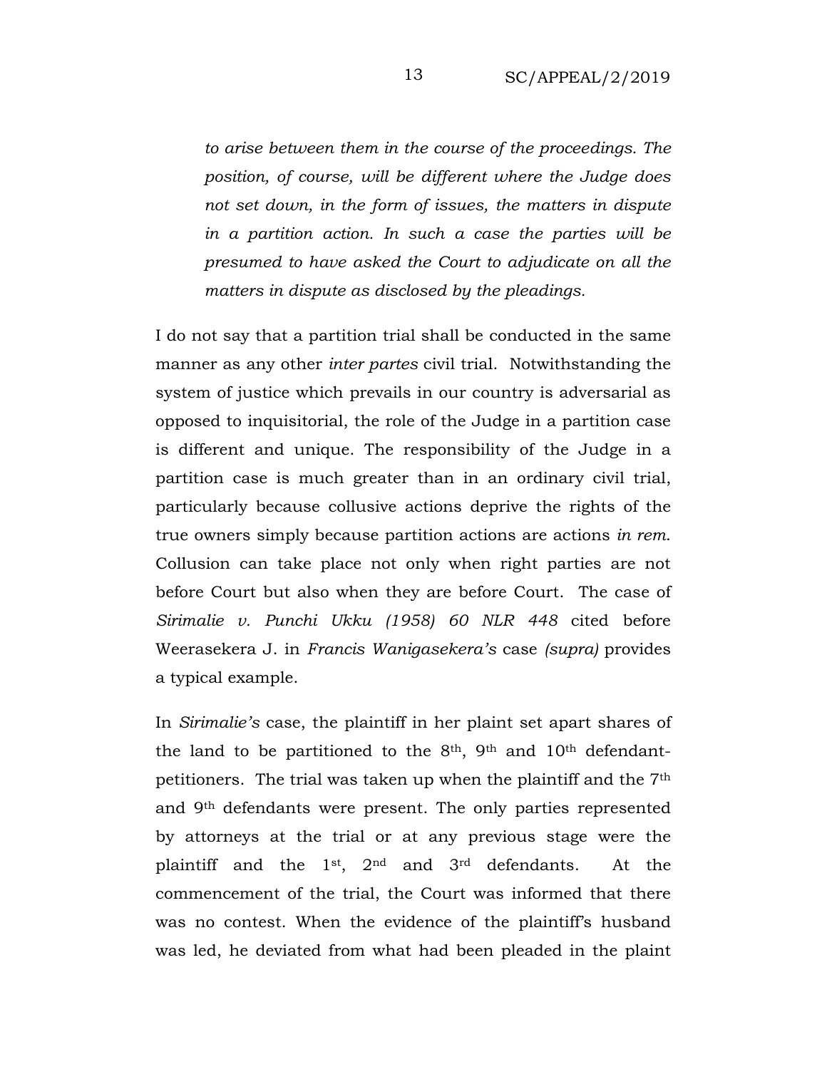> *to arise between them in the course of the proceedings. The position, of course, will be different where the Judge does not set down, in the form of issues, the matters in dispute in a partition action. In such a case the parties will be presumed to have asked the Court to adjudicate on all the matters in dispute as disclosed by the pleadings.*

I do not say that a partition trial shall be conducted in the same manner as any other *inter partes* civil trial. Notwithstanding the system of justice which prevails in our country is adversarial as opposed to inquisitorial, the role of the Judge in a partition case is different and unique. The responsibility of the Judge in a partition case is much greater than in an ordinary civil trial, particularly because collusive actions deprive the rights of the true owners simply because partition actions are actions *in rem*. Collusion can take place not only when right parties are not before Court but also when they are before Court. The case of *Sirimalie v. Punchi Ukku (1958) 60 NLR 448* cited before Weerasekera J. in *Francis Wanigasekera's* case *(supra)* provides a typical example.

In *Sirimalie's* case, the plaintiff in her plaint set apart shares of the land to be partitioned to the 8th, 9th and 10th defendant-petitioners. The trial was taken up when the plaintiff and the 7th and 9th defendants were present. The only parties represented by attorneys at the trial or at any previous stage were the plaintiff and the 1st, 2nd and 3rd defendants. At the commencement of the trial, the Court was informed that there was no contest. When the evidence of the plaintiff's husband was led, he deviated from what had been pleaded in the plaint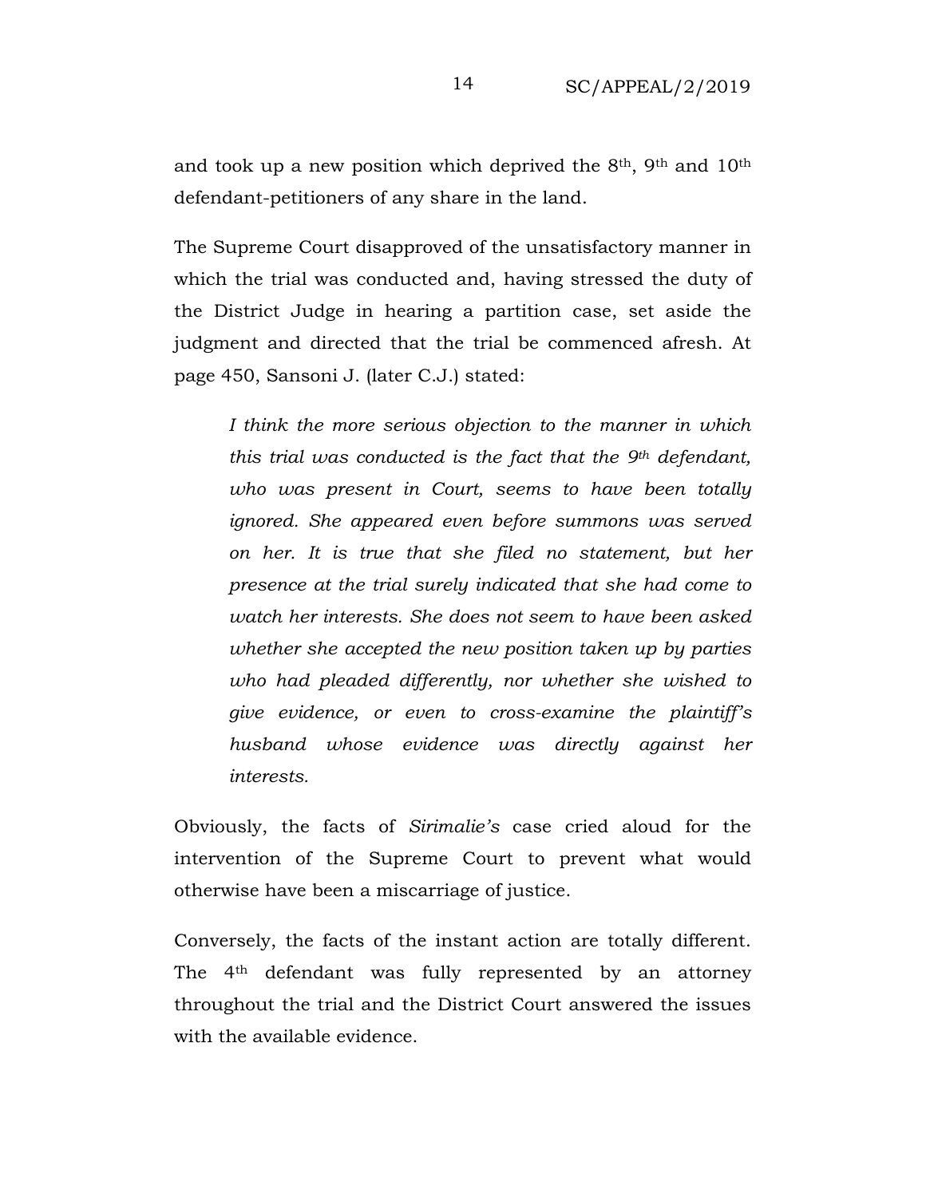and took up a new position which deprived the 8th, 9th and 10th defendant-petitioners of any share in the land.

The Supreme Court disapproved of the unsatisfactory manner in which the trial was conducted and, having stressed the duty of the District Judge in hearing a partition case, set aside the judgment and directed that the trial be commenced afresh. At page 450, Sansoni J. (later C.J.) stated:

> *I think the more serious objection to the manner in which this trial was conducted is the fact that the 9th defendant, who was present in Court, seems to have been totally ignored. She appeared even before summons was served on her. It is true that she filed no statement, but her presence at the trial surely indicated that she had come to watch her interests. She does not seem to have been asked whether she accepted the new position taken up by parties who had pleaded differently, nor whether she wished to give evidence, or even to cross-examine the plaintiff's husband whose evidence was directly against her interests.*

Obviously, the facts of *Sirimalie's* case cried aloud for the intervention of the Supreme Court to prevent what would otherwise have been a miscarriage of justice.

Conversely, the facts of the instant action are totally different. The 4th defendant was fully represented by an attorney throughout the trial and the District Court answered the issues with the available evidence.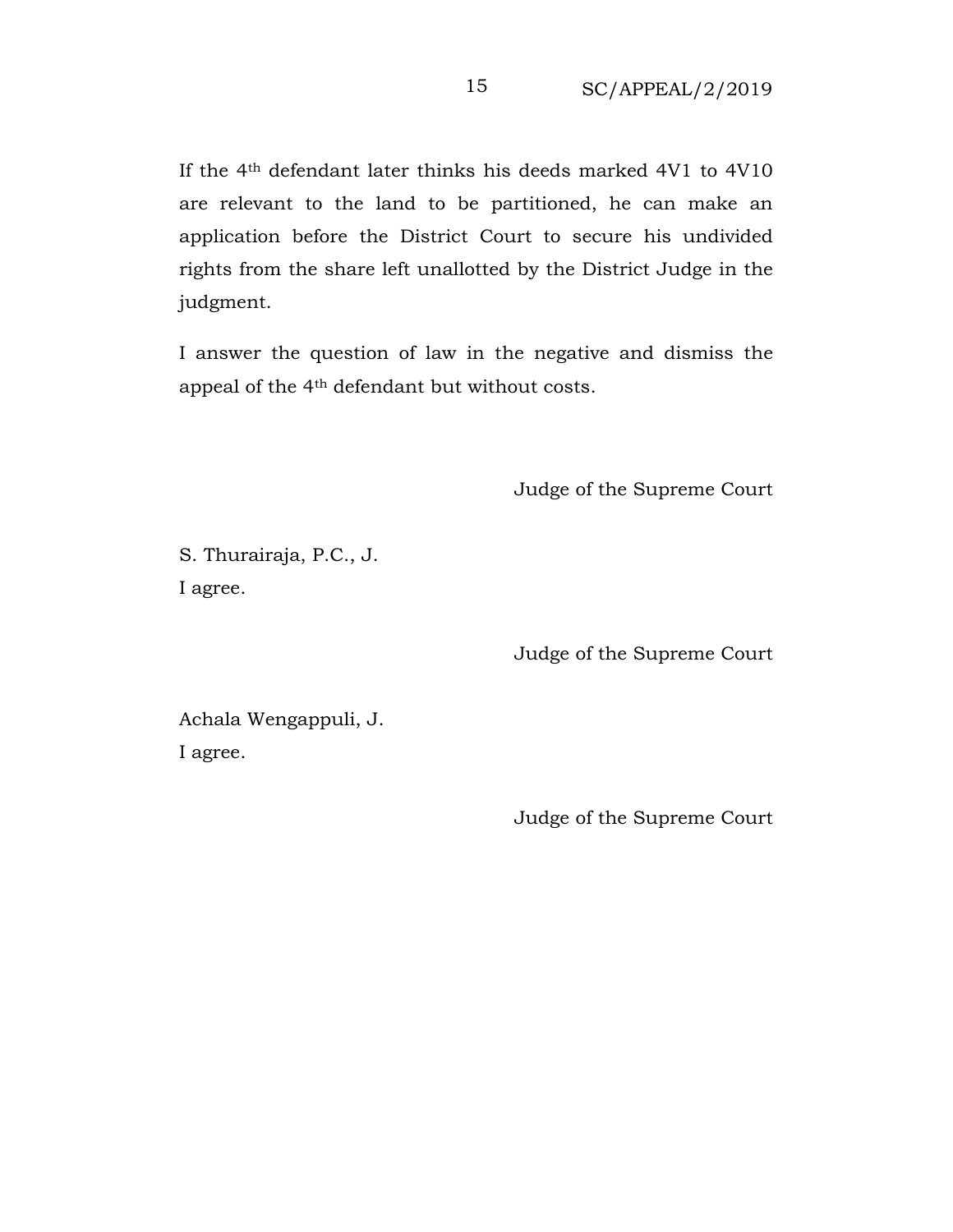If the 4[th] defendant later thinks his deeds marked 4V1 to 4V10 are relevant to the land to be partitioned, he can make an application before the District Court to secure his undivided rights from the share left unallotted by the District Judge in the judgment.

I answer the question of law in the negative and dismiss the appeal of the 4[th] defendant but without costs.

Judge of the Supreme Court

S. Thurairaja, P.C., J.

I agree.

Judge of the Supreme Court

Achala Wengappuli, J.

I agree.

Judge of the Supreme Court